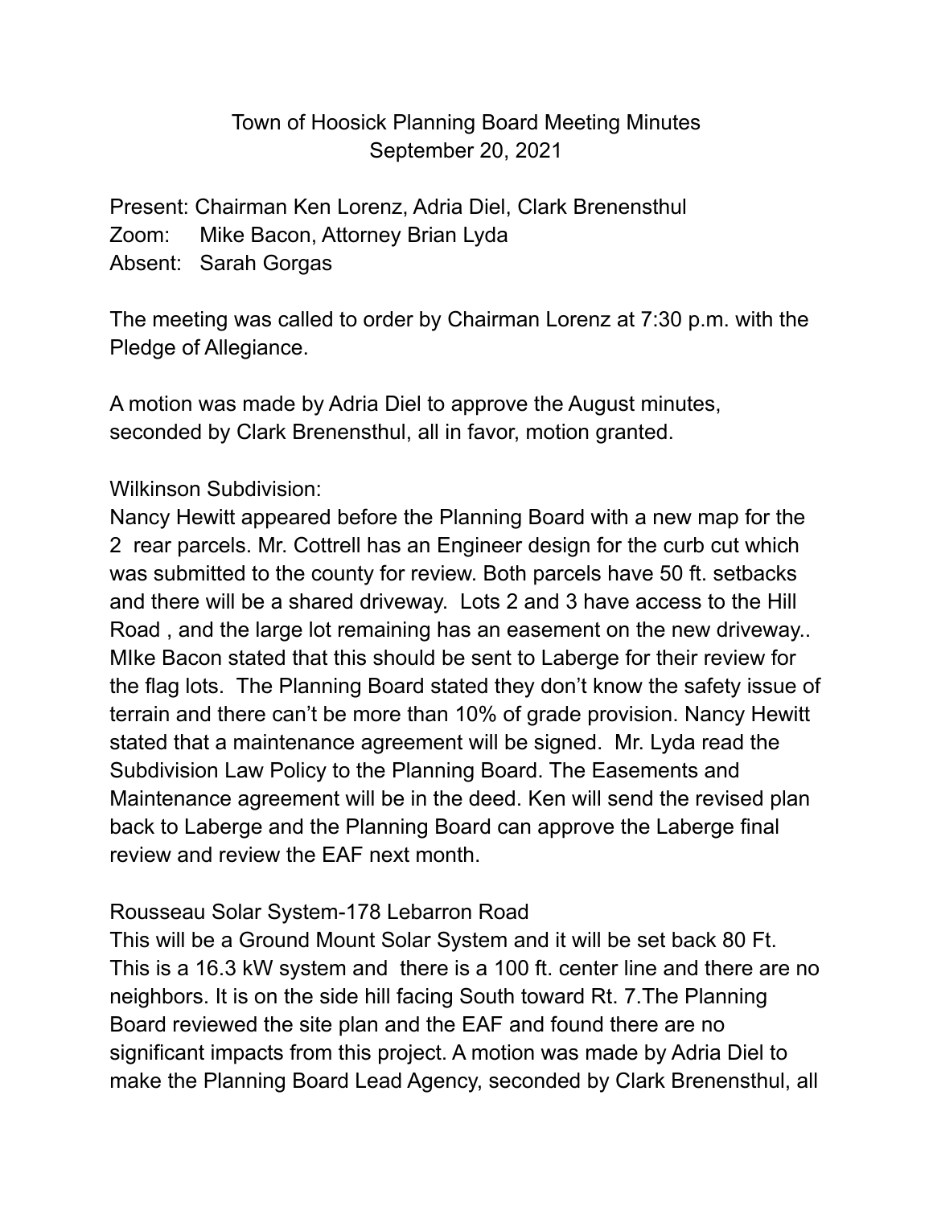# Town of Hoosick Planning Board Meeting Minutes
## September 20, 2021

Present: Chairman Ken Lorenz, Adria Diel, Clark Brenensthul
Zoom: Mike Bacon, Attorney Brian Lyda
Absent: Sarah Gorgas

The meeting was called to order by Chairman Lorenz at 7:30 p.m. with the Pledge of Allegiance.

A motion was made by Adria Diel to approve the August minutes, seconded by Clark Brenensthul, all in favor, motion granted.

Wilkinson Subdivision:
Nancy Hewitt appeared before the Planning Board with a new map for the 2 rear parcels. Mr. Cottrell has an Engineer design for the curb cut which was submitted to the county for review. Both parcels have 50 ft. setbacks and there will be a shared driveway. Lots 2 and 3 have access to the Hill Road , and the large lot remaining has an easement on the new driveway.. MIke Bacon stated that this should be sent to Laberge for their review for the flag lots. The Planning Board stated they don't know the safety issue of terrain and there can't be more than 10% of grade provision. Nancy Hewitt stated that a maintenance agreement will be signed. Mr. Lyda read the Subdivision Law Policy to the Planning Board. The Easements and Maintenance agreement will be in the deed. Ken will send the revised plan back to Laberge and the Planning Board can approve the Laberge final review and review the EAF next month.

Rousseau Solar System-178 Lebarron Road
This will be a Ground Mount Solar System and it will be set back 80 Ft. This is a 16.3 kW system and there is a 100 ft. center line and there are no neighbors. It is on the side hill facing South toward Rt. 7.The Planning Board reviewed the site plan and the EAF and found there are no significant impacts from this project. A motion was made by Adria Diel to make the Planning Board Lead Agency, seconded by Clark Brenensthul, all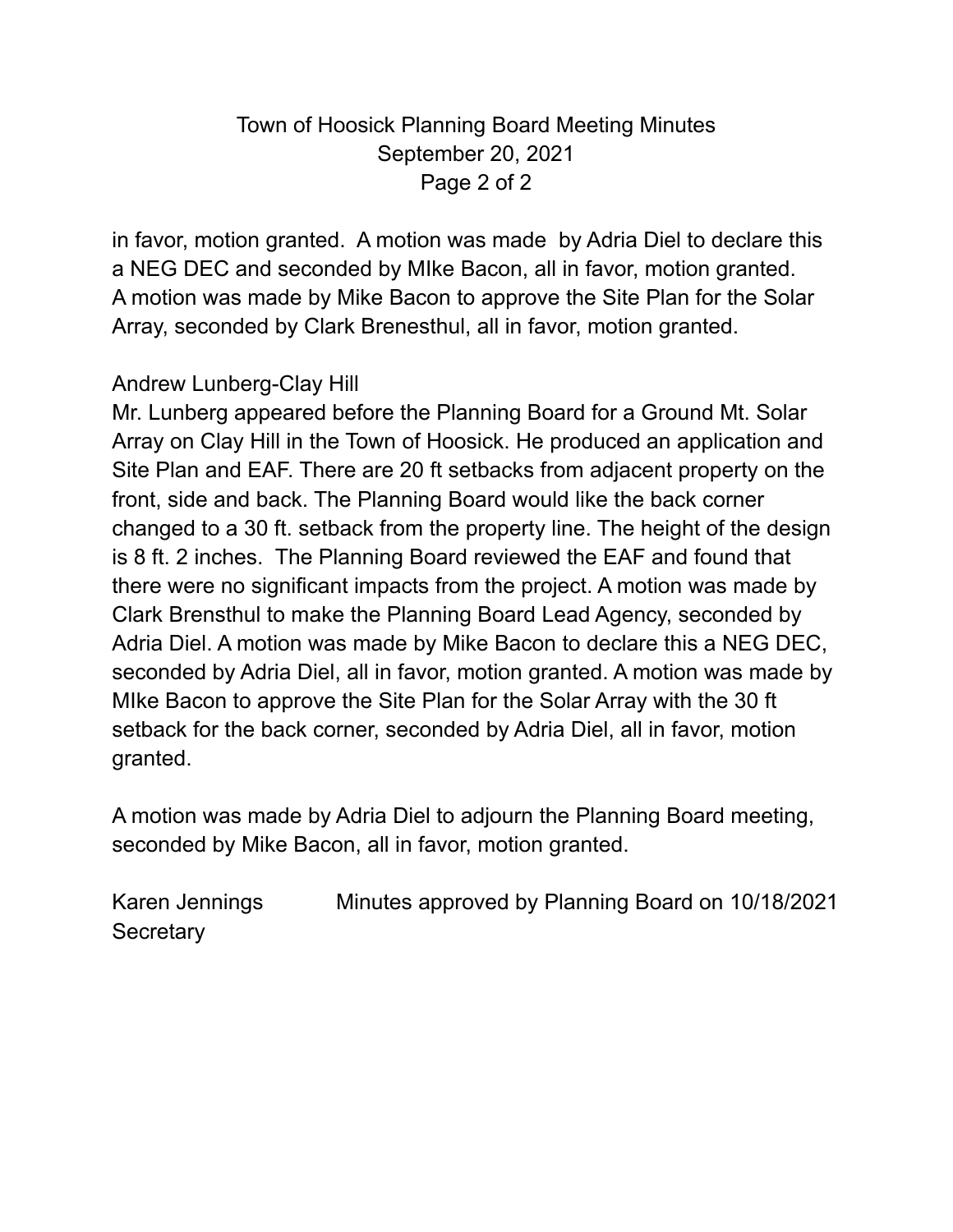in favor, motion granted. A motion was made by Adria Diel to declare this a NEG DEC and seconded by MIke Bacon, all in favor, motion granted. A motion was made by Mike Bacon to approve the Site Plan for the Solar Array, seconded by Clark Brenesthul, all in favor, motion granted.

Andrew Lunberg-Clay Hill
Mr. Lunberg appeared before the Planning Board for a Ground Mt. Solar Array on Clay Hill in the Town of Hoosick. He produced an application and Site Plan and EAF. There are 20 ft setbacks from adjacent property on the front, side and back. The Planning Board would like the back corner changed to a 30 ft. setback from the property line. The height of the design is 8 ft. 2 inches. The Planning Board reviewed the EAF and found that there were no significant impacts from the project. A motion was made by Clark Brensthul to make the Planning Board Lead Agency, seconded by Adria Diel. A motion was made by Mike Bacon to declare this a NEG DEC, seconded by Adria Diel, all in favor, motion granted. A motion was made by MIke Bacon to approve the Site Plan for the Solar Array with the 30 ft setback for the back corner, seconded by Adria Diel, all in favor, motion granted.

A motion was made by Adria Diel to adjourn the Planning Board meeting, seconded by Mike Bacon, all in favor, motion granted.

Karen Jennings
Secretary

Minutes approved by Planning Board on 10/18/2021